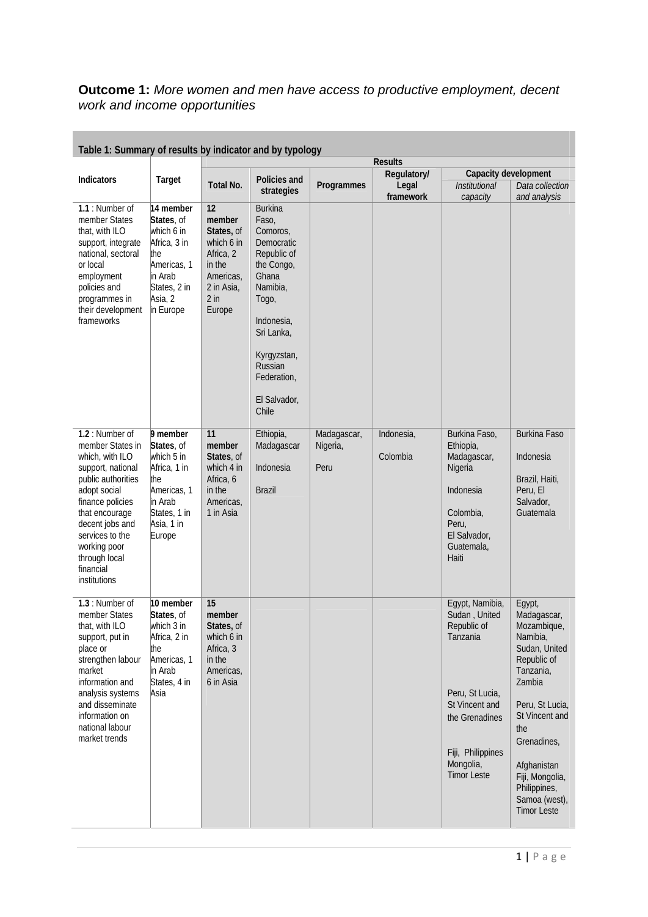**Outcome 1:** *More women and men have access to productive employment, decent work and income opportunities*

**Table 1: Summary of results by indicator and by typology**

| Indicators | Target | Results | | | | | |
|---|---|---|---|---|---|---|---|
| | | Total No. | Policies and strategies | Programmes | Regulatory/ Legal framework | Capacity development | |
| | | | | | | *Institutional capacity* | *Data collection and analysis* |
| **1.1** : Number of member States that, with ILO support, integrate national, sectoral or local employment policies and programmes in their development frameworks | **14 member States**, of which 6 in Africa, 3 in the Americas, 1 in Arab States, 2 in Asia, 2 in Europe | **12 member States,** of which 6 in Africa, 2 in the Americas, 2 in Asia, 2 in Europe | Burkina Faso, Comoros, Democratic Republic of the Congo, Ghana Namibia, Togo, Indonesia, Sri Lanka, Kyrgyzstan, Russian Federation, El Salvador, Chile | | | | |
| **1.2** : Number of member States in which, with ILO support, national public authorities adopt social finance policies that encourage decent jobs and services to the working poor through local financial institutions | **9 member States**, of which 5 in Africa, 1 in the Americas, 1 in Arab States, 1 in Asia, 1 in Europe | **11 member States**, of which 4 in Africa, 6 in the Americas, 1 in Asia | Ethiopia, Madagascar Indonesia Brazil | Madagascar, Nigeria, Peru | Indonesia, Colombia | Burkina Faso, Ethiopia, Madagascar, Nigeria Indonesia Colombia, Peru, El Salvador, Guatemala, Haiti | Burkina Faso Indonesia Brazil, Haiti, Peru, El Salvador, Guatemala |
| **1.3** : Number of member States that, with ILO support, put in place or strengthen labour market information and analysis systems and disseminate information on national labour market trends | **10 member States**, of which 3 in Africa, 2 in the Americas, 1 in Arab States, 4 in Asia | **15 member States,** of which 6 in Africa, 3 in the Americas, 6 in Asia | | | | Egypt, Namibia, Sudan , United Republic of Tanzania Peru, St Lucia, St Vincent and the Grenadines Fiji, Philippines Mongolia, Timor Leste | Egypt, Madagascar, Mozambique, Namibia, Sudan, United Republic of Tanzania, Zambia Peru, St Lucia, St Vincent and the Grenadines, Afghanistan Fiji, Mongolia, Philippines, Samoa (west), Timor Leste |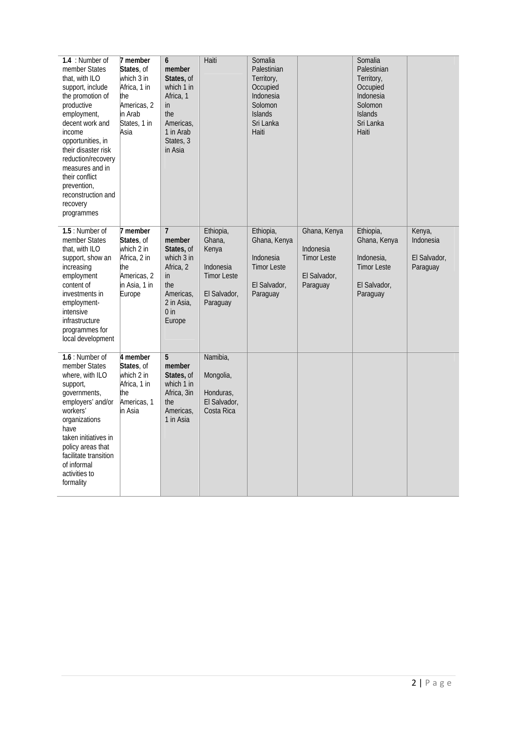| | | | | | | | |
|---|---|---|---|---|---|---|---|
| **1.4** : Number of member States that, with ILO support, include the promotion of productive employment, decent work and income opportunities, in their disaster risk reduction/recovery measures and in their conflict prevention, reconstruction and recovery programmes | **7 member States**, of which 3 in Africa, 1 in the Americas, 2 in Arab States, 1 in Asia | **6 member States,** of which 1 in Africa, 1 in the Americas, 1 in Arab States, 3 in Asia | Haiti | Somalia Palestinian Territory, Occupied Indonesia Solomon Islands Sri Lanka Haiti | | Somalia Palestinian Territory, Occupied Indonesia Solomon Islands Sri Lanka Haiti | |
| **1.5** : Number of member States that, with ILO support, show an increasing employment content of investments in employment-intensive infrastructure programmes for local development | **7 member States**, of which 2 in Africa, 2 in the Americas, 2 in Asia, 1 in Europe | **7 member States,** of which 3 in Africa, 2 in the Americas, 2 in Asia, 0 in Europe | Ethiopia, Ghana, Kenya Indonesia Timor Leste El Salvador, Paraguay | Ethiopia, Ghana, Kenya Indonesia Timor Leste El Salvador, Paraguay | Ghana, Kenya Indonesia Timor Leste El Salvador, Paraguay | Ethiopia, Ghana, Kenya Indonesia, Timor Leste El Salvador, Paraguay | Kenya, Indonesia El Salvador, Paraguay |
| **1.6** : Number of member States where, with ILO support, governments, employers' and/or workers' organizations have taken initiatives in policy areas that facilitate transition of informal activities to formality | **4 member States**, of which 2 in Africa, 1 in the Americas, 1 in Asia | **5 member States,** of which 1 in Africa, 3in the Americas, 1 in Asia | Namibia, Mongolia, Honduras, El Salvador, Costa Rica | | | | |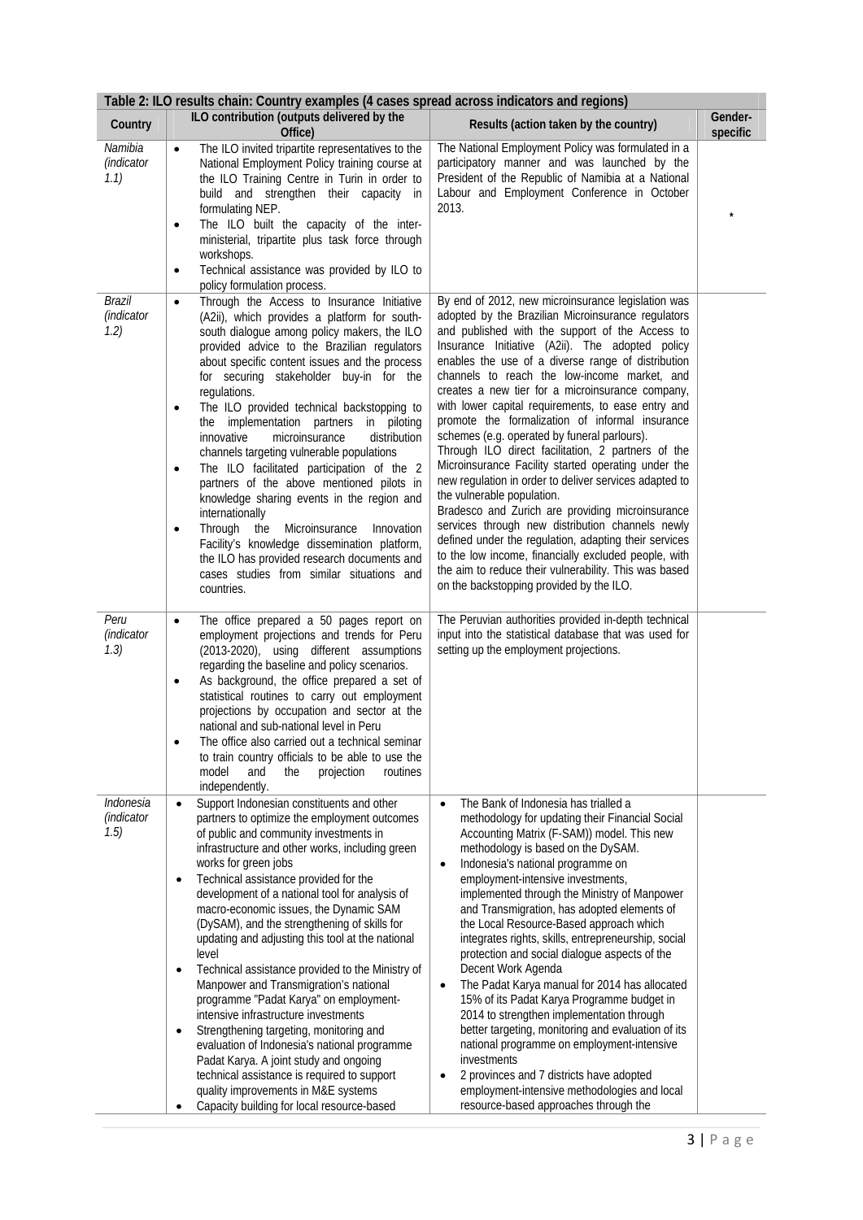**Table 2: ILO results chain: Country examples (4 cases spread across indicators and regions)**

| Country | ILO contribution (outputs delivered by the Office) | Results (action taken by the country) | Gender-specific |
|---|---|---|---|
| *Namibia (indicator 1.1)* | • The ILO invited tripartite representatives to the National Employment Policy training course at the ILO Training Centre in Turin in order to build and strengthen their capacity in formulating NEP. <br> • The ILO built the capacity of the inter-ministerial, tripartite plus task force through workshops. <br> • Technical assistance was provided by ILO to policy formulation process. | The National Employment Policy was formulated in a participatory manner and was launched by the President of the Republic of Namibia at a National Labour and Employment Conference in October 2013. | * |
| *Brazil (indicator 1.2)* | • Through the Access to Insurance Initiative (A2ii), which provides a platform for south-south dialogue among policy makers, the ILO provided advice to the Brazilian regulators about specific content issues and the process for securing stakeholder buy-in for the regulations. <br> • The ILO provided technical backstopping to the implementation partners in piloting innovative microinsurance distribution channels targeting vulnerable populations <br> • The ILO facilitated participation of the 2 partners of the above mentioned pilots in knowledge sharing events in the region and internationally <br> • Through the Microinsurance Innovation Facility's knowledge dissemination platform, the ILO has provided research documents and cases studies from similar situations and countries. | By end of 2012, new microinsurance legislation was adopted by the Brazilian Microinsurance regulators and published with the support of the Access to Insurance Initiative (A2ii). The adopted policy enables the use of a diverse range of distribution channels to reach the low-income market, and creates a new tier for a microinsurance company, with lower capital requirements, to ease entry and promote the formalization of informal insurance schemes (e.g. operated by funeral parlours). <br> Through ILO direct facilitation, 2 partners of the Microinsurance Facility started operating under the new regulation in order to deliver services adapted to the vulnerable population. <br> Bradesco and Zurich are providing microinsurance services through new distribution channels newly defined under the regulation, adapting their services to the low income, financially excluded people, with the aim to reduce their vulnerability. This was based on the backstopping provided by the ILO. | |
| *Peru (indicator 1.3)* | • The office prepared a 50 pages report on employment projections and trends for Peru (2013-2020), using different assumptions regarding the baseline and policy scenarios. <br> • As background, the office prepared a set of statistical routines to carry out employment projections by occupation and sector at the national and sub-national level in Peru <br> • The office also carried out a technical seminar to train country officials to be able to use the model and the projection routines independently. | The Peruvian authorities provided in-depth technical input into the statistical database that was used for setting up the employment projections. | |
| *Indonesia (indicator 1.5)* | • Support Indonesian constituents and other partners to optimize the employment outcomes of public and community investments in infrastructure and other works, including green works for green jobs <br> • Technical assistance provided for the development of a national tool for analysis of macro-economic issues, the Dynamic SAM (DySAM), and the strengthening of skills for updating and adjusting this tool at the national level <br> • Technical assistance provided to the Ministry of Manpower and Transmigration's national programme "Padat Karya" on employment-intensive infrastructure investments <br> • Strengthening targeting, monitoring and evaluation of Indonesia's national programme Padat Karya. A joint study and ongoing technical assistance is required to support quality improvements in M&E systems <br> • Capacity building for local resource-based | • The Bank of Indonesia has trialled a methodology for updating their Financial Social Accounting Matrix (F-SAM)) model. This new methodology is based on the DySAM. <br> • Indonesia's national programme on employment-intensive investments, implemented through the Ministry of Manpower and Transmigration, has adopted elements of the Local Resource-Based approach which integrates rights, skills, entrepreneurship, social protection and social dialogue aspects of the Decent Work Agenda <br> • The Padat Karya manual for 2014 has allocated 15% of its Padat Karya Programme budget in 2014 to strengthen implementation through better targeting, monitoring and evaluation of its national programme on employment-intensive investments <br> • 2 provinces and 7 districts have adopted employment-intensive methodologies and local resource-based approaches through the | |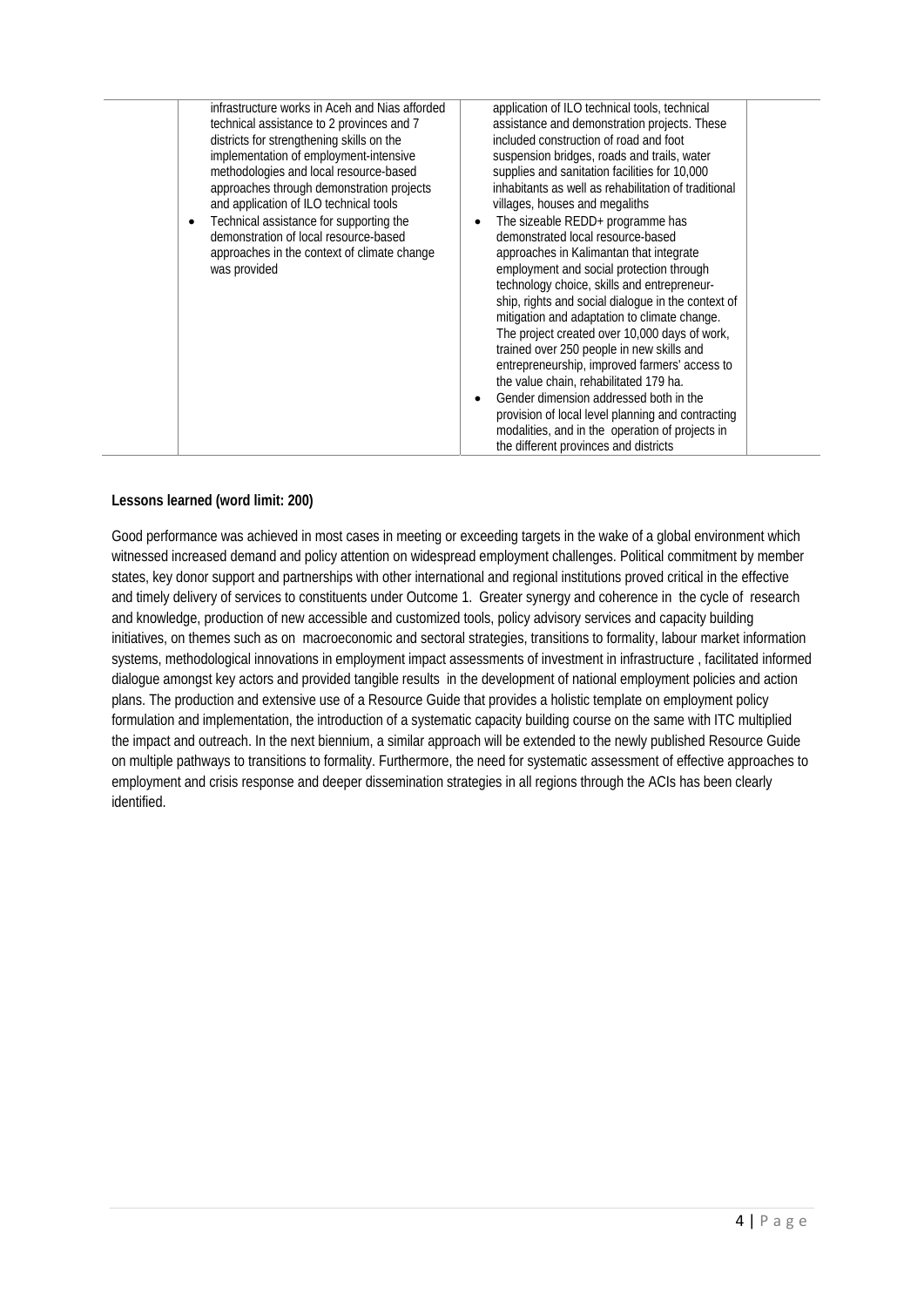| | | | |
|---|---|---|---|
| | infrastructure works in Aceh and Nias afforded technical assistance to 2 provinces and 7 districts for strengthening skills on the implementation of employment-intensive methodologies and local resource-based approaches through demonstration projects and application of ILO technical tools<br>• Technical assistance for supporting the demonstration of local resource-based approaches in the context of climate change was provided | application of ILO technical tools, technical assistance and demonstration projects. These included construction of road and foot suspension bridges, roads and trails, water supplies and sanitation facilities for 10,000 inhabitants as well as rehabilitation of traditional villages, houses and megaliths<br>• The sizeable REDD+ programme has demonstrated local resource-based approaches in Kalimantan that integrate employment and social protection through technology choice, skills and entrepreneur-ship, rights and social dialogue in the context of mitigation and adaptation to climate change. The project created over 10,000 days of work, trained over 250 people in new skills and entrepreneurship, improved farmers' access to the value chain, rehabilitated 179 ha.<br>• Gender dimension addressed both in the provision of local level planning and contracting modalities, and in the operation of projects in the different provinces and districts | |

**Lessons learned (word limit: 200)**

Good performance was achieved in most cases in meeting or exceeding targets in the wake of a global environment which witnessed increased demand and policy attention on widespread employment challenges. Political commitment by member states, key donor support and partnerships with other international and regional institutions proved critical in the effective and timely delivery of services to constituents under Outcome 1. Greater synergy and coherence in the cycle of research and knowledge, production of new accessible and customized tools, policy advisory services and capacity building initiatives, on themes such as on macroeconomic and sectoral strategies, transitions to formality, labour market information systems, methodological innovations in employment impact assessments of investment in infrastructure , facilitated informed dialogue amongst key actors and provided tangible results in the development of national employment policies and action plans. The production and extensive use of a Resource Guide that provides a holistic template on employment policy formulation and implementation, the introduction of a systematic capacity building course on the same with ITC multiplied the impact and outreach. In the next biennium, a similar approach will be extended to the newly published Resource Guide on multiple pathways to transitions to formality. Furthermore, the need for systematic assessment of effective approaches to employment and crisis response and deeper dissemination strategies in all regions through the ACIs has been clearly identified.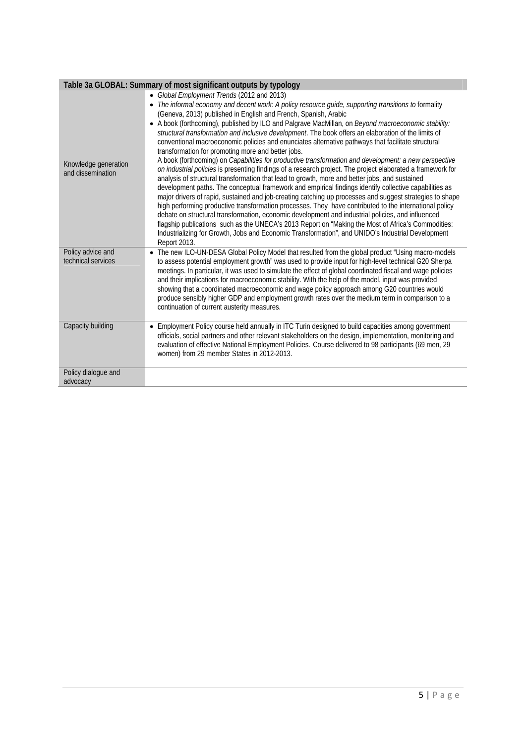| Table 3a GLOBAL: Summary of most significant outputs by typology | |
|---|---|
| Knowledge generation and dissemination | • *Global Employment Trends* (2012 and 2013)<br>• *The informal economy and decent work: A policy resource guide, supporting transitions to* formality (Geneva, 2013) published in English and French, Spanish, Arabic<br>• A book (forthcoming), published by ILO and Palgrave MacMillan, on *Beyond macroeconomic stability: structural transformation and inclusive development*. The book offers an elaboration of the limits of conventional macroeconomic policies and enunciates alternative pathways that facilitate structural transformation for promoting more and better jobs.<br>A book (forthcoming) on *Capabilities for productive transformation and development: a new perspective on industrial policies* is presenting findings of a research project. The project elaborated a framework for analysis of structural transformation that lead to growth, more and better jobs, and sustained development paths. The conceptual framework and empirical findings identify collective capabilities as major drivers of rapid, sustained and job-creating catching up processes and suggest strategies to shape high performing productive transformation processes. They have contributed to the international policy debate on structural transformation, economic development and industrial policies, and influenced flagship publications such as the UNECA's 2013 Report on "Making the Most of Africa's Commodities: Industrializing for Growth, Jobs and Economic Transformation", and UNIDO's Industrial Development Report 2013. |
| Policy advice and technical services | • The new ILO-UN-DESA Global Policy Model that resulted from the global product "Using macro-models to assess potential employment growth" was used to provide input for high-level technical G20 Sherpa meetings. In particular, it was used to simulate the effect of global coordinated fiscal and wage policies and their implications for macroeconomic stability. With the help of the model, input was provided showing that a coordinated macroeconomic and wage policy approach among G20 countries would produce sensibly higher GDP and employment growth rates over the medium term in comparison to a continuation of current austerity measures. |
| Capacity building | • Employment Policy course held annually in ITC Turin designed to build capacities among government officials, social partners and other relevant stakeholders on the design, implementation, monitoring and evaluation of effective National Employment Policies. Course delivered to 98 participants (69 men, 29 women) from 29 member States in 2012-2013. |
| Policy dialogue and advocacy | |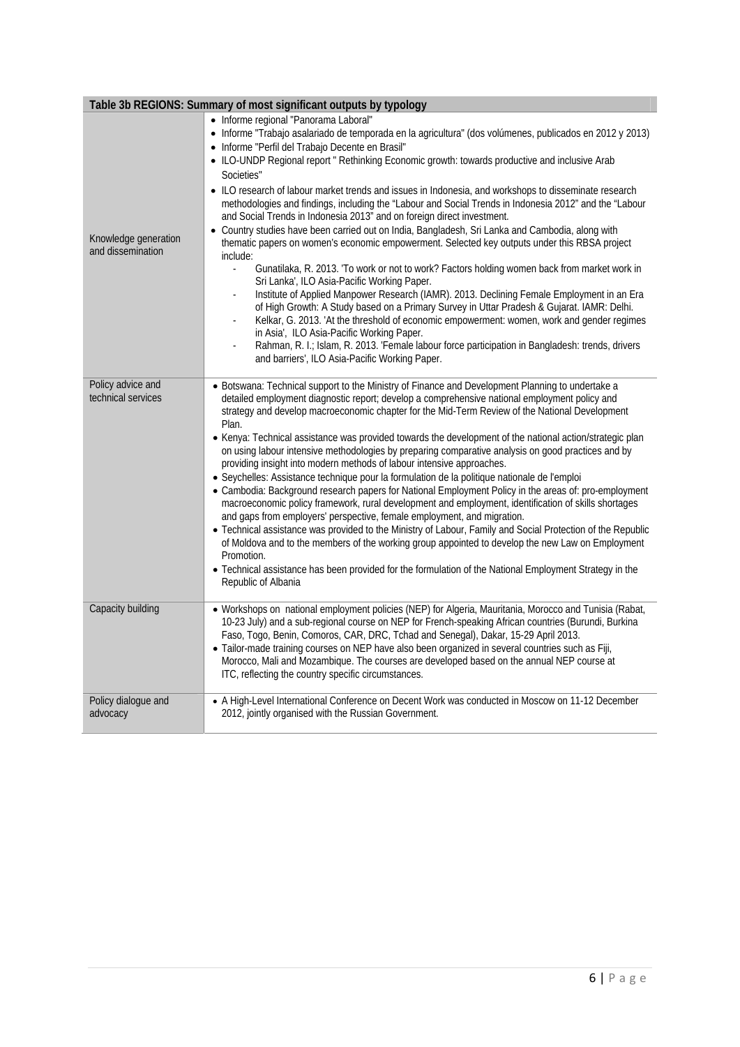| Table 3b REGIONS: Summary of most significant outputs by typology | |
|---|---|
| Knowledge generation and dissemination | • Informe regional "Panorama Laboral"<br>• Informe "Trabajo asalariado de temporada en la agricultura" (dos volúmenes, publicados en 2012 y 2013)<br>• Informe "Perfil del Trabajo Decente en Brasil"<br>• ILO-UNDP Regional report " Rethinking Economic growth: towards productive and inclusive Arab Societies"<br>• ILO research of labour market trends and issues in Indonesia, and workshops to disseminate research methodologies and findings, including the "Labour and Social Trends in Indonesia 2012" and the "Labour and Social Trends in Indonesia 2013" and on foreign direct investment.<br>• Country studies have been carried out on India, Bangladesh, Sri Lanka and Cambodia, along with thematic papers on women's economic empowerment. Selected key outputs under this RBSA project include:<br>- Gunatilaka, R. 2013. 'To work or not to work? Factors holding women back from market work in Sri Lanka', ILO Asia-Pacific Working Paper.<br>- Institute of Applied Manpower Research (IAMR). 2013. Declining Female Employment in an Era of High Growth: A Study based on a Primary Survey in Uttar Pradesh & Gujarat. IAMR: Delhi.<br>- Kelkar, G. 2013. 'At the threshold of economic empowerment: women, work and gender regimes in Asia', ILO Asia-Pacific Working Paper.<br>- Rahman, R. I.; Islam, R. 2013. 'Female labour force participation in Bangladesh: trends, drivers and barriers', ILO Asia-Pacific Working Paper. |
| Policy advice and technical services | • Botswana: Technical support to the Ministry of Finance and Development Planning to undertake a detailed employment diagnostic report; develop a comprehensive national employment policy and strategy and develop macroeconomic chapter for the Mid-Term Review of the National Development Plan.<br>• Kenya: Technical assistance was provided towards the development of the national action/strategic plan on using labour intensive methodologies by preparing comparative analysis on good practices and by providing insight into modern methods of labour intensive approaches.<br>• Seychelles: Assistance technique pour la formulation de la politique nationale de l'emploi<br>• Cambodia: Background research papers for National Employment Policy in the areas of: pro-employment macroeconomic policy framework, rural development and employment, identification of skills shortages and gaps from employers' perspective, female employment, and migration.<br>• Technical assistance was provided to the Ministry of Labour, Family and Social Protection of the Republic of Moldova and to the members of the working group appointed to develop the new Law on Employment Promotion.<br>• Technical assistance has been provided for the formulation of the National Employment Strategy in the Republic of Albania |
| Capacity building | • Workshops on national employment policies (NEP) for Algeria, Mauritania, Morocco and Tunisia (Rabat, 10-23 July) and a sub-regional course on NEP for French-speaking African countries (Burundi, Burkina Faso, Togo, Benin, Comoros, CAR, DRC, Tchad and Senegal), Dakar, 15-29 April 2013.<br>• Tailor-made training courses on NEP have also been organized in several countries such as Fiji, Morocco, Mali and Mozambique. The courses are developed based on the annual NEP course at ITC, reflecting the country specific circumstances. |
| Policy dialogue and advocacy | • A High-Level International Conference on Decent Work was conducted in Moscow on 11-12 December 2012, jointly organised with the Russian Government. |